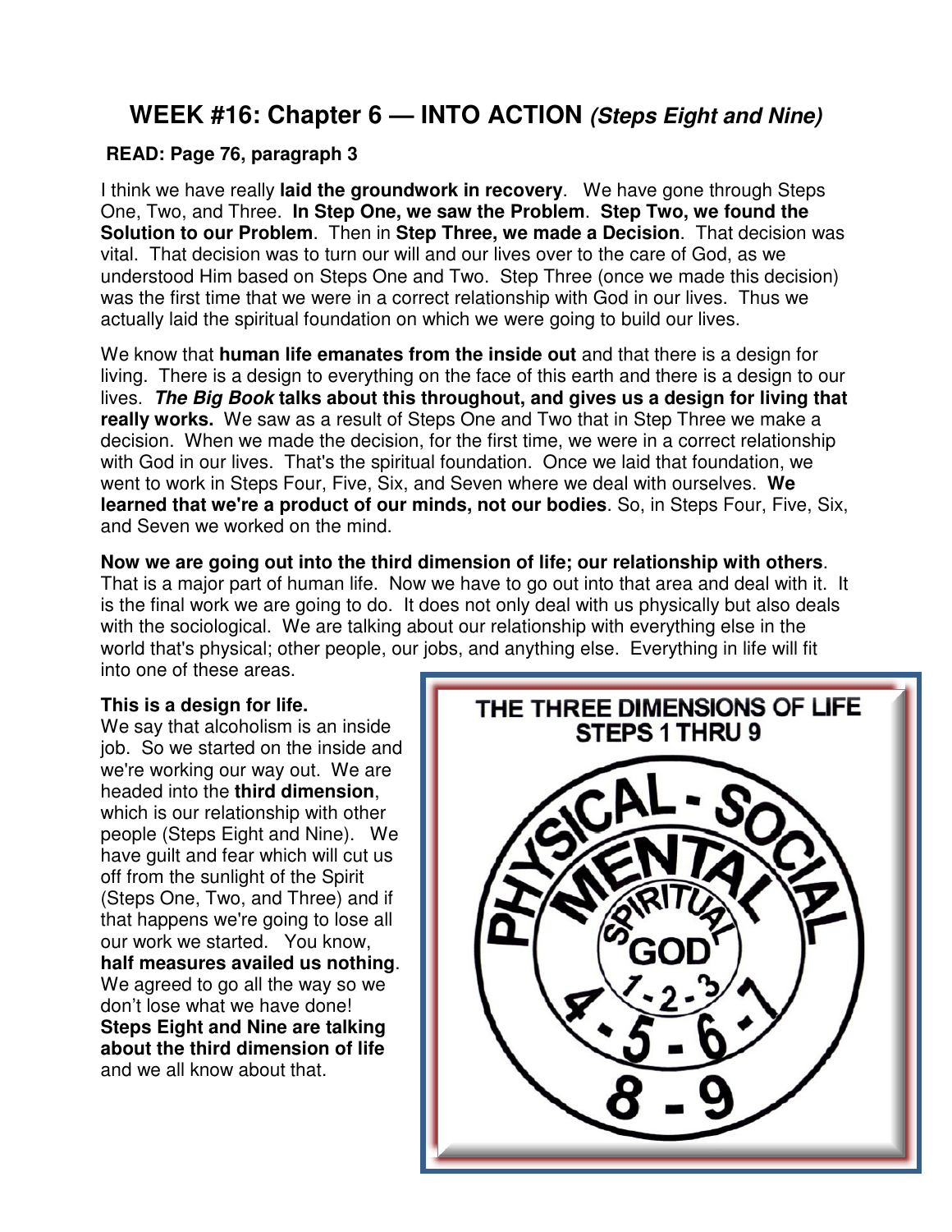# WEEK #16: Chapter 6 — INTO ACTION *(Steps Eight and Nine)*

**READ: Page 76, paragraph 3**

I think we have really **laid the groundwork in recovery**. We have gone through Steps One, Two, and Three. **In Step One, we saw the Problem**. **Step Two, we found the Solution to our Problem**. Then in **Step Three, we made a Decision**. That decision was vital. That decision was to turn our will and our lives over to the care of God, as we understood Him based on Steps One and Two. Step Three (once we made this decision) was the first time that we were in a correct relationship with God in our lives. Thus we actually laid the spiritual foundation on which we were going to build our lives.

We know that **human life emanates from the inside out** and that there is a design for living. There is a design to everything on the face of this earth and there is a design to our lives. ***The Big Book* talks about this throughout, and gives us a design for living that really works.** We saw as a result of Steps One and Two that in Step Three we make a decision. When we made the decision, for the first time, we were in a correct relationship with God in our lives. That's the spiritual foundation. Once we laid that foundation, we went to work in Steps Four, Five, Six, and Seven where we deal with ourselves. **We learned that we're a product of our minds, not our bodies**. So, in Steps Four, Five, Six, and Seven we worked on the mind.

**Now we are going out into the third dimension of life; our relationship with others**. That is a major part of human life. Now we have to go out into that area and deal with it. It is the final work we are going to do. It does not only deal with us physically but also deals with the sociological. We are talking about our relationship with everything else in the world that's physical; other people, our jobs, and anything else. Everything in life will fit into one of these areas.

**This is a design for life.**
We say that alcoholism is an inside job. So we started on the inside and we're working our way out. We are headed into the **third dimension**, which is our relationship with other people (Steps Eight and Nine). We have guilt and fear which will cut us off from the sunlight of the Spirit (Steps One, Two, and Three) and if that happens we're going to lose all our work we started. You know, **half measures availed us nothing**. We agreed to go all the way so we don't lose what we have done! **Steps Eight and Nine are talking about the third dimension of life** and we all know about that.

THE THREE DIMENSIONS OF LIFE
STEPS 1 THRU 9

PHYSICAL - SOCIAL
MENTAL
SPIRITUAL
GOD
1-2-3
4-5-6-7
8-9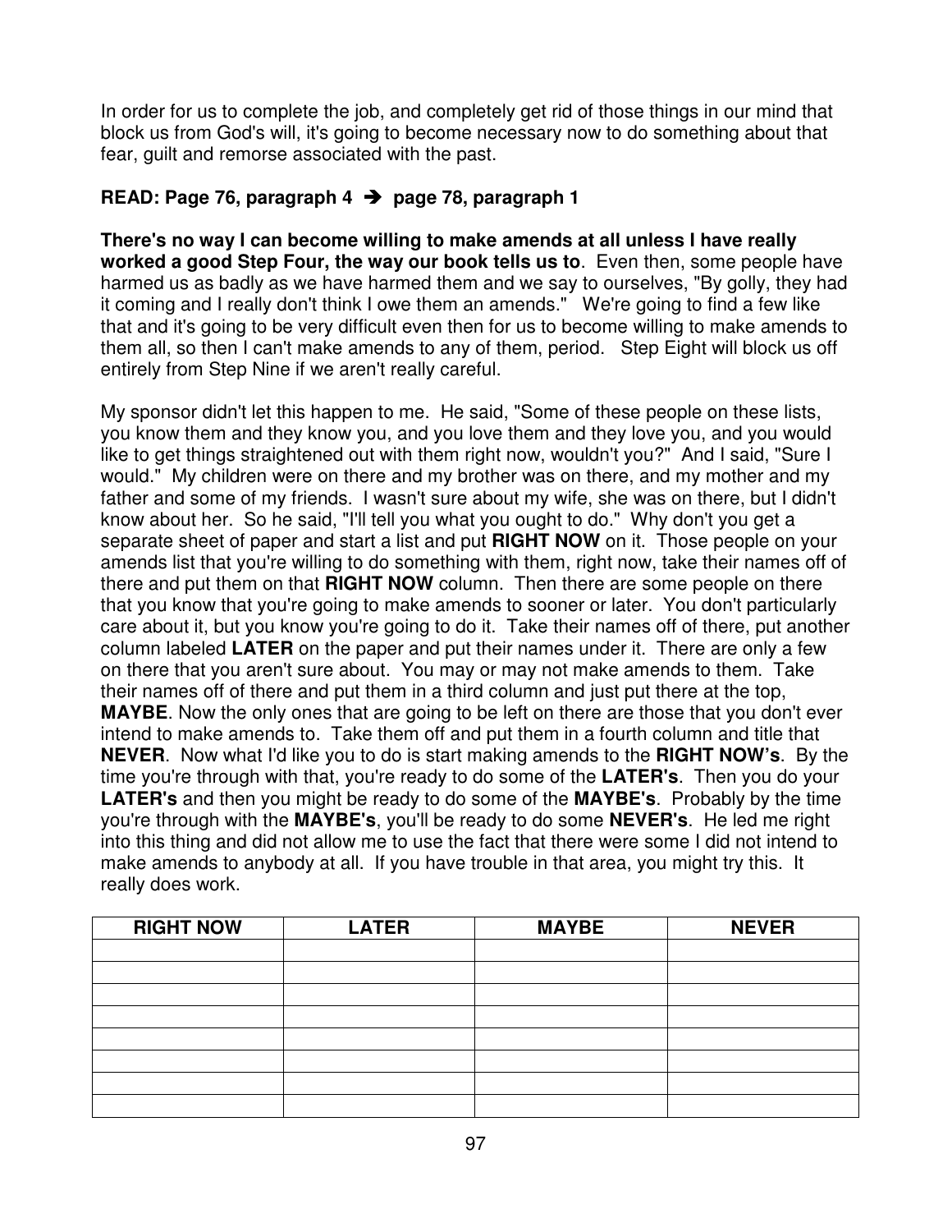In order for us to complete the job, and completely get rid of those things in our mind that block us from God's will, it's going to become necessary now to do something about that fear, guilt and remorse associated with the past.

**READ: Page 76, paragraph 4 ➔ page 78, paragraph 1**

**There's no way I can become willing to make amends at all unless I have really worked a good Step Four, the way our book tells us to**. Even then, some people have harmed us as badly as we have harmed them and we say to ourselves, "By golly, they had it coming and I really don't think I owe them an amends." We're going to find a few like that and it's going to be very difficult even then for us to become willing to make amends to them all, so then I can't make amends to any of them, period. Step Eight will block us off entirely from Step Nine if we aren't really careful.

My sponsor didn't let this happen to me. He said, "Some of these people on these lists, you know them and they know you, and you love them and they love you, and you would like to get things straightened out with them right now, wouldn't you?" And I said, "Sure I would." My children were on there and my brother was on there, and my mother and my father and some of my friends. I wasn't sure about my wife, she was on there, but I didn't know about her. So he said, "I'll tell you what you ought to do." Why don't you get a separate sheet of paper and start a list and put **RIGHT NOW** on it. Those people on your amends list that you're willing to do something with them, right now, take their names off of there and put them on that **RIGHT NOW** column. Then there are some people on there that you know that you're going to make amends to sooner or later. You don't particularly care about it, but you know you're going to do it. Take their names off of there, put another column labeled **LATER** on the paper and put their names under it. There are only a few on there that you aren't sure about. You may or may not make amends to them. Take their names off of there and put them in a third column and just put there at the top, **MAYBE**. Now the only ones that are going to be left on there are those that you don't ever intend to make amends to. Take them off and put them in a fourth column and title that **NEVER**. Now what I'd like you to do is start making amends to the **RIGHT NOW's**. By the time you're through with that, you're ready to do some of the **LATER's**. Then you do your **LATER's** and then you might be ready to do some of the **MAYBE's**. Probably by the time you're through with the **MAYBE's**, you'll be ready to do some **NEVER's**. He led me right into this thing and did not allow me to use the fact that there were some I did not intend to make amends to anybody at all. If you have trouble in that area, you might try this. It really does work.

| RIGHT NOW | LATER | MAYBE | NEVER |
|---|---|---|---|
| | | | |
| | | | |
| | | | |
| | | | |
| | | | |
| | | | |
| | | | |
| | | | |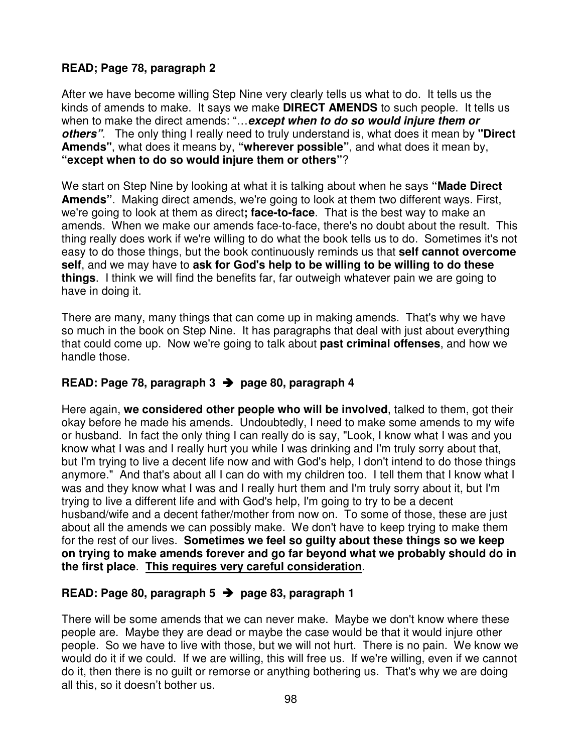**READ; Page 78, paragraph 2**

After we have become willing Step Nine very clearly tells us what to do. It tells us the kinds of amends to make. It says we make **DIRECT AMENDS** to such people. It tells us when to make the direct amends: "…***except when to do so would injure them or others"***. The only thing I really need to truly understand is, what does it mean by **"Direct Amends"**, what does it means by, **"wherever possible"**, and what does it mean by, **"except when to do so would injure them or others"**?

We start on Step Nine by looking at what it is talking about when he says **"Made Direct Amends"**. Making direct amends, we're going to look at them two different ways. First, we're going to look at them as direct**; face-to-face**. That is the best way to make an amends. When we make our amends face-to-face, there's no doubt about the result. This thing really does work if we're willing to do what the book tells us to do. Sometimes it's not easy to do those things, but the book continuously reminds us that **self cannot overcome self**, and we may have to **ask for God's help to be willing to be willing to do these things**. I think we will find the benefits far, far outweigh whatever pain we are going to have in doing it.

There are many, many things that can come up in making amends. That's why we have so much in the book on Step Nine. It has paragraphs that deal with just about everything that could come up. Now we're going to talk about **past criminal offenses**, and how we handle those.

**READ: Page 78, paragraph 3 ➔ page 80, paragraph 4**

Here again, **we considered other people who will be involved**, talked to them, got their okay before he made his amends. Undoubtedly, I need to make some amends to my wife or husband. In fact the only thing I can really do is say, "Look, I know what I was and you know what I was and I really hurt you while I was drinking and I'm truly sorry about that, but I'm trying to live a decent life now and with God's help, I don't intend to do those things anymore." And that's about all I can do with my children too. I tell them that I know what I was and they know what I was and I really hurt them and I'm truly sorry about it, but I'm trying to live a different life and with God's help, I'm going to try to be a decent husband/wife and a decent father/mother from now on. To some of those, these are just about all the amends we can possibly make. We don't have to keep trying to make them for the rest of our lives. **Sometimes we feel so guilty about these things so we keep on trying to make amends forever and go far beyond what we probably should do in the first place**. **<u>This requires very careful consideration</u>**.

**READ: Page 80, paragraph 5 ➔ page 83, paragraph 1**

There will be some amends that we can never make. Maybe we don't know where these people are. Maybe they are dead or maybe the case would be that it would injure other people. So we have to live with those, but we will not hurt. There is no pain. We know we would do it if we could. If we are willing, this will free us. If we're willing, even if we cannot do it, then there is no guilt or remorse or anything bothering us. That's why we are doing all this, so it doesn't bother us.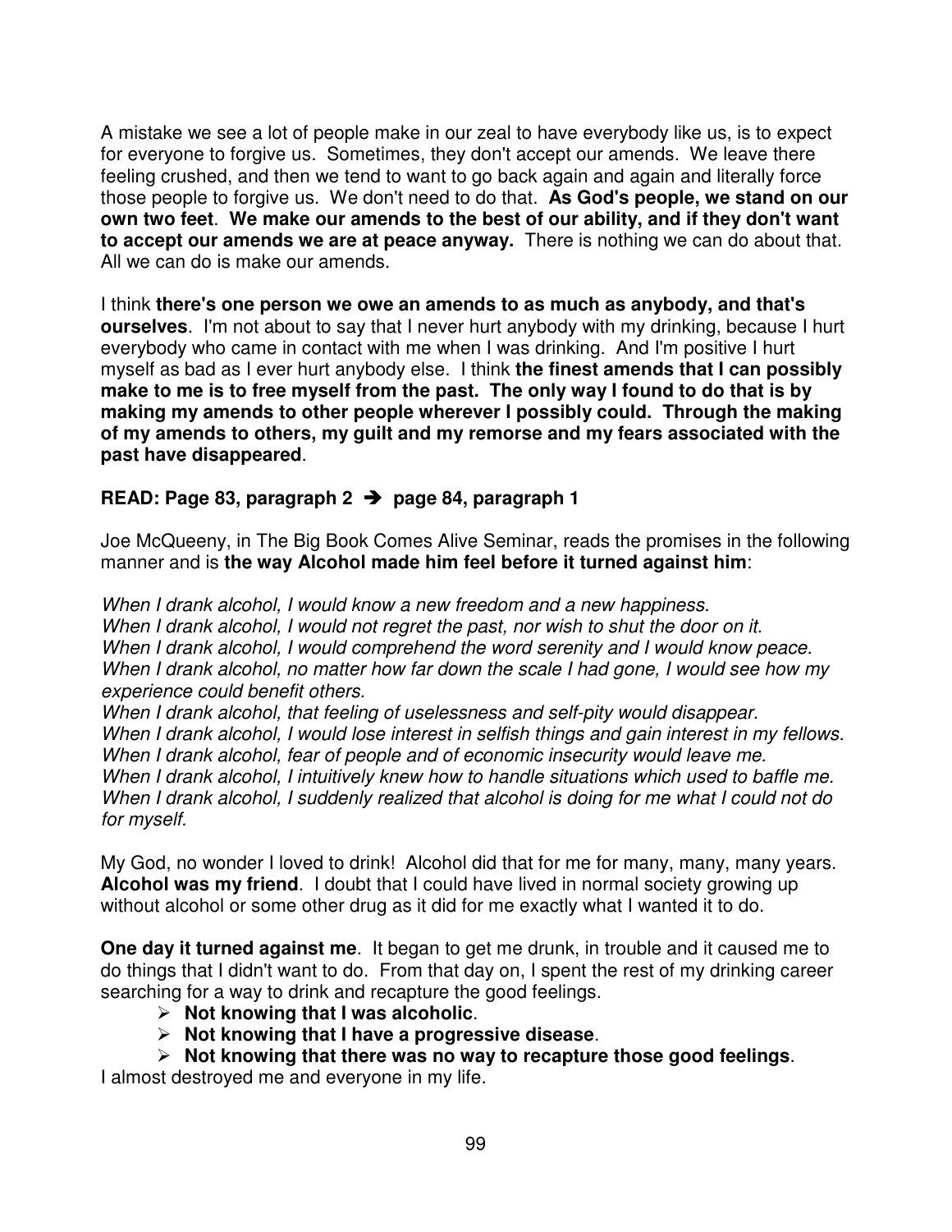A mistake we see a lot of people make in our zeal to have everybody like us, is to expect for everyone to forgive us. Sometimes, they don't accept our amends. We leave there feeling crushed, and then we tend to want to go back again and again and literally force those people to forgive us. We don't need to do that. **As God's people, we stand on our own two feet**. **We make our amends to the best of our ability, and if they don't want to accept our amends we are at peace anyway.** There is nothing we can do about that. All we can do is make our amends.

I think **there's one person we owe an amends to as much as anybody, and that's ourselves**. I'm not about to say that I never hurt anybody with my drinking, because I hurt everybody who came in contact with me when I was drinking. And I'm positive I hurt myself as bad as I ever hurt anybody else. I think **the finest amends that I can possibly make to me is to free myself from the past. The only way I found to do that is by making my amends to other people wherever I possibly could. Through the making of my amends to others, my guilt and my remorse and my fears associated with the past have disappeared**.

**READ: Page 83, paragraph 2 ➔ page 84, paragraph 1**

Joe McQueeny, in The Big Book Comes Alive Seminar, reads the promises in the following manner and is **the way Alcohol made him feel before it turned against him**:

*When I drank alcohol, I would know a new freedom and a new happiness.*
*When I drank alcohol, I would not regret the past, nor wish to shut the door on it.*
*When I drank alcohol, I would comprehend the word serenity and I would know peace.*
*When I drank alcohol, no matter how far down the scale I had gone, I would see how my experience could benefit others.*
*When I drank alcohol, that feeling of uselessness and self-pity would disappear.*
*When I drank alcohol, I would lose interest in selfish things and gain interest in my fellows.*
*When I drank alcohol, fear of people and of economic insecurity would leave me.*
*When I drank alcohol, I intuitively knew how to handle situations which used to baffle me.*
*When I drank alcohol, I suddenly realized that alcohol is doing for me what I could not do for myself.*

My God, no wonder I loved to drink! Alcohol did that for me for many, many, many years. **Alcohol was my friend**. I doubt that I could have lived in normal society growing up without alcohol or some other drug as it did for me exactly what I wanted it to do.

**One day it turned against me**. It began to get me drunk, in trouble and it caused me to do things that I didn't want to do. From that day on, I spent the rest of my drinking career searching for a way to drink and recapture the good feelings.

- **Not knowing that I was alcoholic**.
- **Not knowing that I have a progressive disease**.
- **Not knowing that there was no way to recapture those good feelings**.

I almost destroyed me and everyone in my life.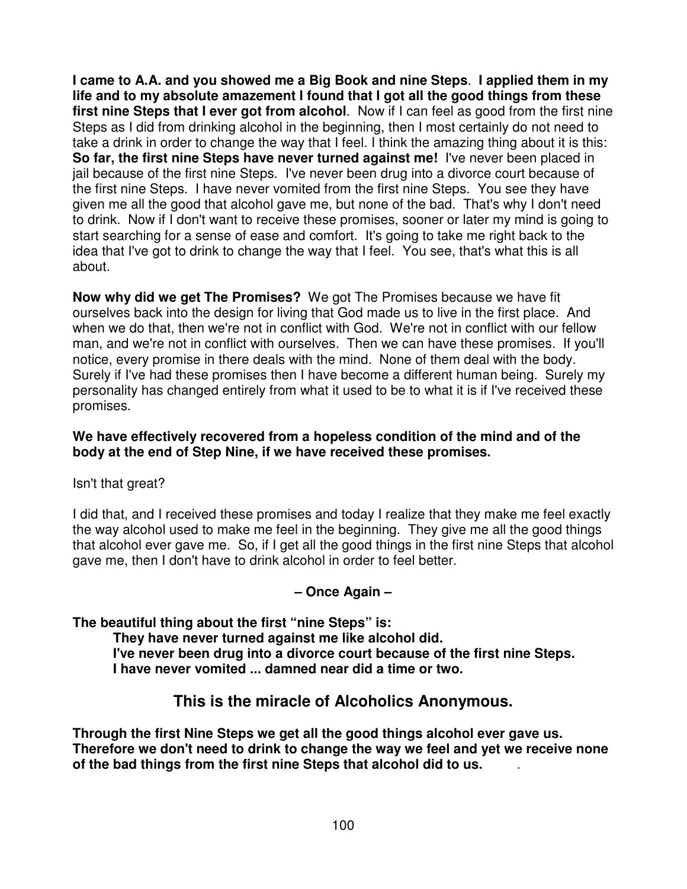**I came to A.A. and you showed me a Big Book and nine Steps**. **I applied them in my life and to my absolute amazement I found that I got all the good things from these first nine Steps that I ever got from alcohol**. Now if I can feel as good from the first nine Steps as I did from drinking alcohol in the beginning, then I most certainly do not need to take a drink in order to change the way that I feel. I think the amazing thing about it is this: **So far, the first nine Steps have never turned against me!** I've never been placed in jail because of the first nine Steps. I've never been drug into a divorce court because of the first nine Steps. I have never vomited from the first nine Steps. You see they have given me all the good that alcohol gave me, but none of the bad. That's why I don't need to drink. Now if I don't want to receive these promises, sooner or later my mind is going to start searching for a sense of ease and comfort. It's going to take me right back to the idea that I've got to drink to change the way that I feel. You see, that's what this is all about.

**Now why did we get The Promises?** We got The Promises because we have fit ourselves back into the design for living that God made us to live in the first place. And when we do that, then we're not in conflict with God. We're not in conflict with our fellow man, and we're not in conflict with ourselves. Then we can have these promises. If you'll notice, every promise in there deals with the mind. None of them deal with the body. Surely if I've had these promises then I have become a different human being. Surely my personality has changed entirely from what it used to be to what it is if I've received these promises.

**We have effectively recovered from a hopeless condition of the mind and of the body at the end of Step Nine, if we have received these promises.**

Isn't that great?

I did that, and I received these promises and today I realize that they make me feel exactly the way alcohol used to make me feel in the beginning. They give me all the good things that alcohol ever gave me. So, if I get all the good things in the first nine Steps that alcohol gave me, then I don't have to drink alcohol in order to feel better.

**– Once Again –**

**The beautiful thing about the first "nine Steps" is:**

> **They have never turned against me like alcohol did.**
> **I've never been drug into a divorce court because of the first nine Steps.**
> **I have never vomited ... damned near did a time or two.**

## This is the miracle of Alcoholics Anonymous.

**Through the first Nine Steps we get all the good things alcohol ever gave us. Therefore we don't need to drink to change the way we feel and yet we receive none of the bad things from the first nine Steps that alcohol did to us.**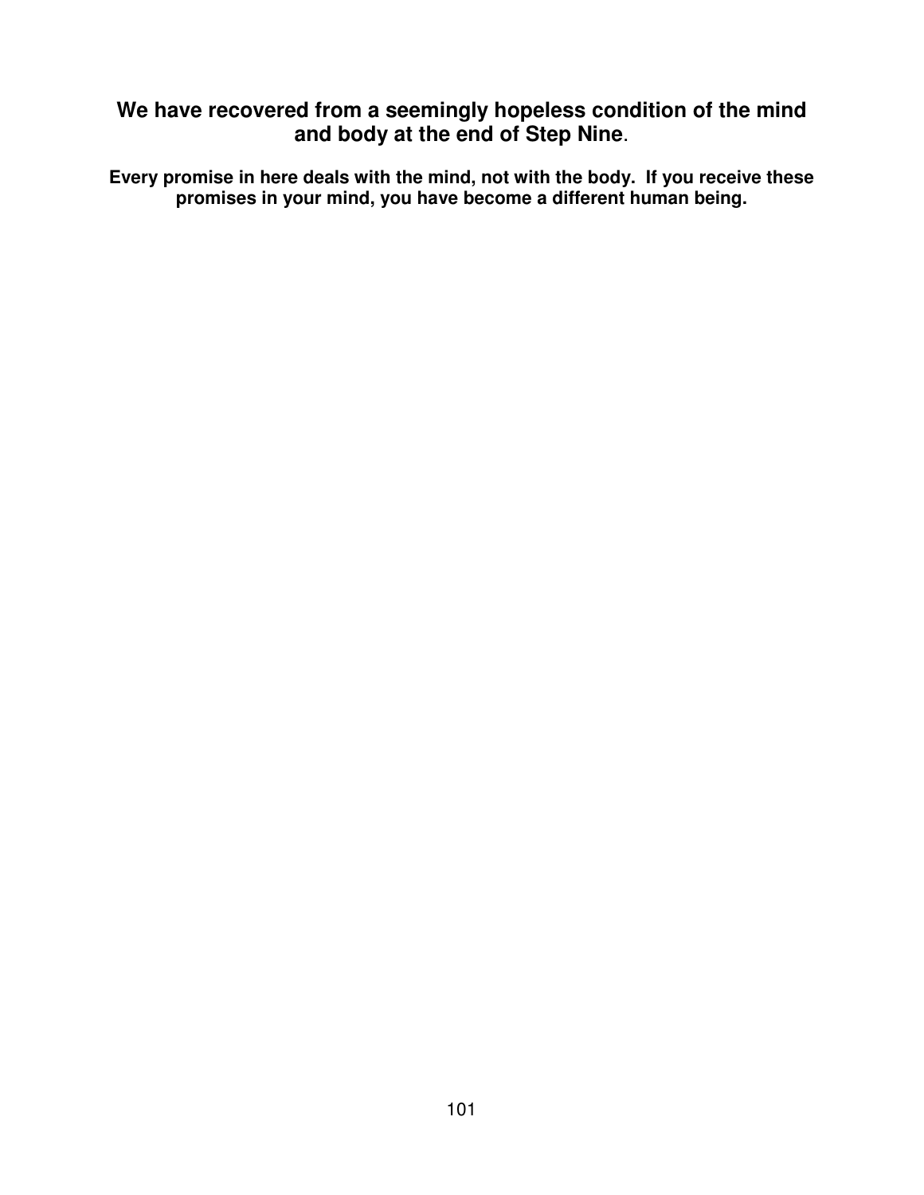## We have recovered from a seemingly hopeless condition of the mind and body at the end of Step Nine.

**Every promise in here deals with the mind, not with the body. If you receive these promises in your mind, you have become a different human being.**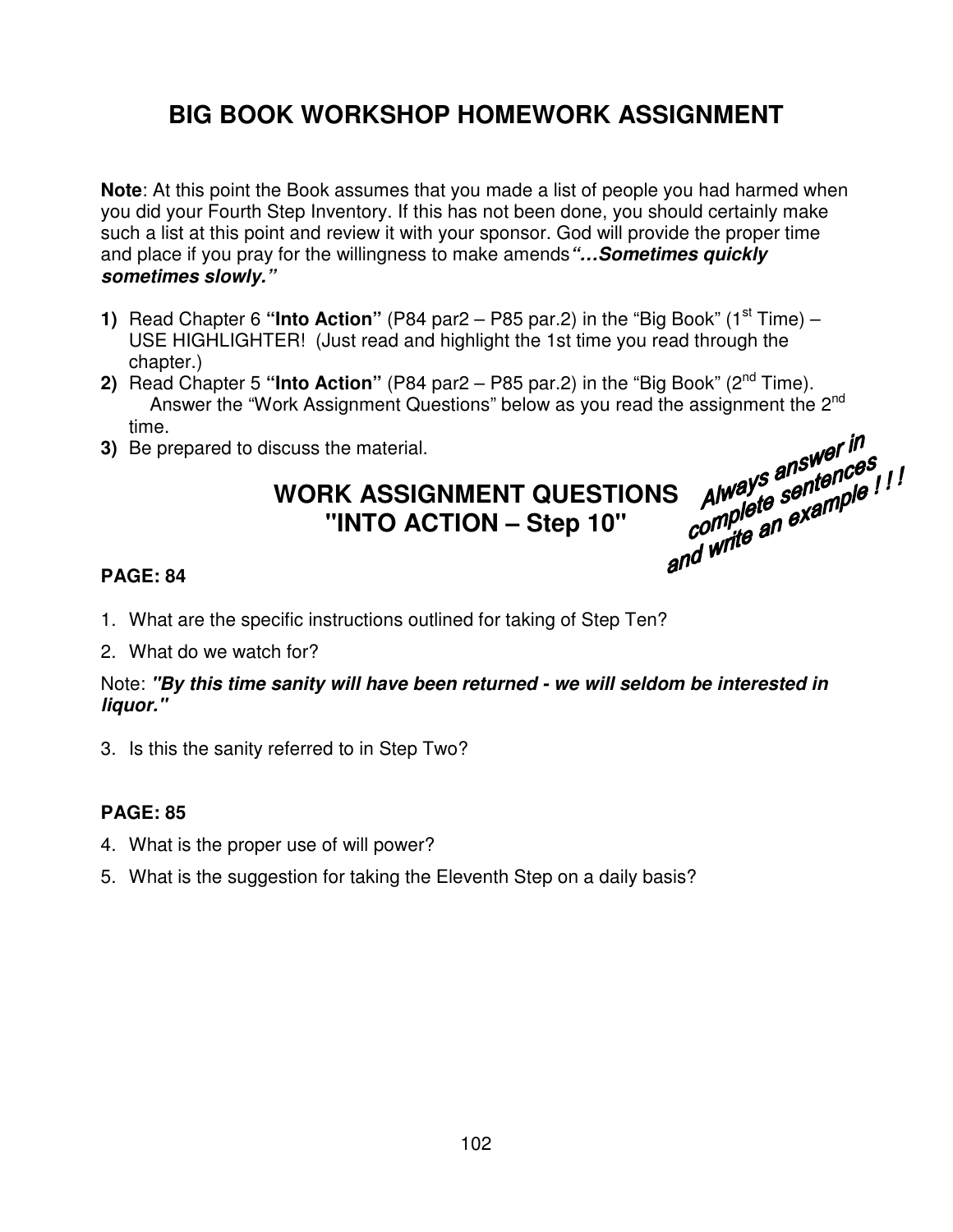# BIG BOOK WORKSHOP HOMEWORK ASSIGNMENT

**Note**: At this point the Book assumes that you made a list of people you had harmed when you did your Fourth Step Inventory. If this has not been done, you should certainly make such a list at this point and review it with your sponsor. God will provide the proper time and place if you pray for the willingness to make amends ***"…Sometimes quickly sometimes slowly."***

1) Read Chapter 6 **"Into Action"** (P84 par2 – P85 par.2) in the "Big Book" (1st Time) – USE HIGHLIGHTER! (Just read and highlight the 1st time you read through the chapter.)
2) Read Chapter 5 **"Into Action"** (P84 par2 – P85 par.2) in the "Big Book" (2nd Time). Answer the "Work Assignment Questions" below as you read the assignment the 2nd time.
3) Be prepared to discuss the material.

## WORK ASSIGNMENT QUESTIONS "INTO ACTION – Step 10"

***Always answer in complete sentences and write an example ! ! !***

**PAGE: 84**

1. What are the specific instructions outlined for taking of Step Ten?
2. What do we watch for?

Note: ***"By this time sanity will have been returned - we will seldom be interested in liquor."***

3. Is this the sanity referred to in Step Two?

**PAGE: 85**

4. What is the proper use of will power?
5. What is the suggestion for taking the Eleventh Step on a daily basis?